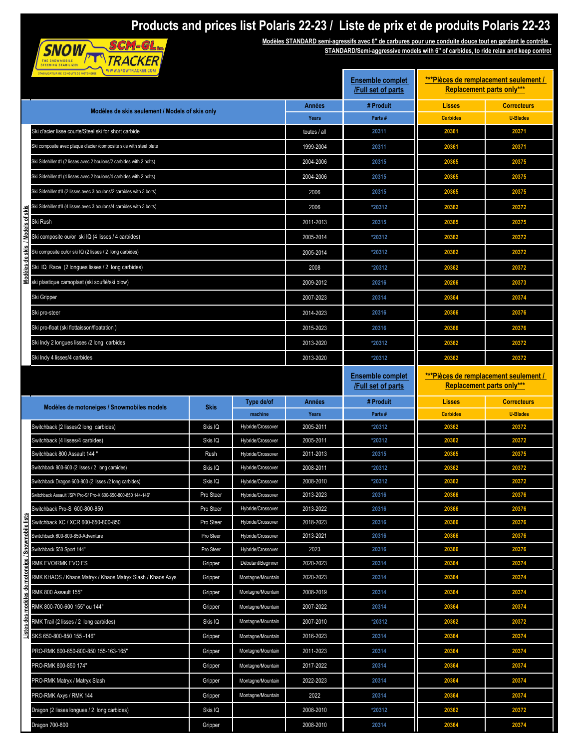# Products and prices list Polaris 22-23 / Liste de prix et de produits Polaris 22-23

**Modèles STANDARD semi-agressifs avec 6" de carbures pour une conduite douce tout en gardant le contrôle**
**STANDARD/Semi-aggressive models with 6" of carbides, to ride relax and keep control**

| Modèles de skis / Models of skis | Modèles de skis seulement / Models of skis only | Années / Years | Ensemble complet /Full set of parts — # Produit / Parts # | ***Pièces de remplacement seulement / Replacement parts only*** — Lisses / Carbides | Correcteurs / U-Blades |
|---|---|---|---|---|---|
| | Ski d'acier lisse courte/Steel ski for short carbide | toutes / all | 20311 | 20361 | 20371 |
| | Ski composite avec plaque d'acier /composite skis with steel plate | 1999-2004 | 20311 | 20361 | 20371 |
| | Ski Sidehiller #I (2 lisses avec 2 boulons/2 carbides with 2 bolts) | 2004-2006 | 20315 | 20365 | 20375 |
| | Ski Sidehiller #I (4 lisses avec 2 boulons/4 carbides with 2 bolts) | 2004-2006 | 20315 | 20365 | 20375 |
| | Ski Sidehiller #II (2 lisses avec 3 boulons/2 carbides with 3 bolts) | 2006 | 20315 | 20365 | 20375 |
| | Ski Sidehiller #II (4 lisses avec 3 boulons/4 carbides with 3 bolts) | 2006 | *20312 | 20362 | 20372 |
| | Ski Rush | 2011-2013 | 20315 | 20365 | 20375 |
| | Ski composite ou/or ski IQ (4 lisses / 4 carbides) | 2005-2014 | *20312 | 20362 | 20372 |
| | Ski composite ou/or ski IQ (2 lisses / 2 long carbides) | 2005-2014 | *20312 | 20362 | 20372 |
| | Ski IQ Race (2 longues lisses / 2 long carbides) | 2008 | *20312 | 20362 | 20372 |
| | ski plastique camoplast (ski soufflé/ski blow) | 2009-2012 | 20216 | 20266 | 20373 |
| | Ski Gripper | 2007-2023 | 20314 | 20364 | 20374 |
| | Ski pro-steer | 2014-2023 | 20316 | 20366 | 20376 |
| | Ski pro-float (ski flottaisson/floatation ) | 2015-2023 | 20316 | 20366 | 20376 |
| | Ski Indy 2 longues lisses /2 long carbides | 2013-2020 | *20312 | 20362 | 20372 |
| | Ski Indy 4 lisses/4 carbides | 2013-2020 | *20312 | 20362 | 20372 |

| Listes des modèles de motoneige / Snowmobile lists | Modèles de motoneiges / Snowmobiles models | Skis | Type de/of machine | Années / Years | Ensemble complet /Full set of parts — # Produit / Parts # | ***Pièces de remplacement seulement / Replacement parts only*** — Lisses / Carbides | Correcteurs / U-Blades |
|---|---|---|---|---|---|---|---|
| | Switchback (2 lisses/2 long carbides) | Skis IQ | Hybride/Crossover | 2005-2011 | *20312 | 20362 | 20372 |
| | Switchback (4 lisses/4 carbides) | Skis IQ | Hybride/Crossover | 2005-2011 | *20312 | 20362 | 20372 |
| | Switchback 800 Assault 144 " | Rush | Hybride/Crossover | 2011-2013 | 20315 | 20365 | 20375 |
| | Switchback 800-600 (2 lisses / 2 long carbides) | Skis IQ | Hybride/Crossover | 2008-2011 | *20312 | 20362 | 20372 |
| | Switchback Dragon 600-800 (2 lisses /2 long carbides) | Skis IQ | Hybride/Crossover | 2008-2010 | *20312 | 20362 | 20372 |
| | Switchback Assault '/SP/ Pro-S/ Pro-X 600-650-800-850 144-146' | Pro Steer | Hybride/Crossover | 2013-2023 | 20316 | 20366 | 20376 |
| | Switchback Pro-S 600-800-850 | Pro Steer | Hybride/Crossover | 2013-2022 | 20316 | 20366 | 20376 |
| | Switchback XC / XCR 600-650-800-850 | Pro Steer | Hybride/Crossover | 2018-2023 | 20316 | 20366 | 20376 |
| | Switchback 600-800-850-Adventure | Pro Steer | Hybride/Crossover | 2013-2021 | 20316 | 20366 | 20376 |
| | Switchback 550 Sport 144" | Pro Steer | Hybride/Crossover | 2023 | 20316 | 20366 | 20376 |
| | RMK EVO/RMK EVO ES | Gripper | Débutant/Beginner | 2020-2023 | 20314 | 20364 | 20374 |
| | RMK KHAOS / Khaos Matryx / Khaos Matryx Slash / Khaos Axys | Gripper | Montagne/Mountain | 2020-2023 | 20314 | 20364 | 20374 |
| | RMK 800 Assault 155" | Gripper | Montagne/Mountain | 2008-2019 | 20314 | 20364 | 20374 |
| | RMK 800-700-600 155" ou 144" | Gripper | Montagne/Mountain | 2007-2022 | 20314 | 20364 | 20374 |
| | RMK Trail (2 lisses / 2 long carbides) | Skis IQ | Montagne/Mountain | 2007-2010 | *20312 | 20362 | 20372 |
| | SKS 650-800-850 155 -146" | Gripper | Montagne/Mountain | 2016-2023 | 20314 | 20364 | 20374 |
| | PRO-RMK 600-650-800-850 155-163-165" | Gripper | Montagne/Mountain | 2011-2023 | 20314 | 20364 | 20374 |
| | PRO-RMK 800-850 174" | Gripper | Montagne/Mountain | 2017-2022 | 20314 | 20364 | 20374 |
| | PRO-RMK Matryx / Matryx Slash | Gripper | Montagne/Mountain | 2022-2023 | 20314 | 20364 | 20374 |
| | PRO-RMK Axys / RMK 144 | Gripper | Montagne/Mountain | 2022 | 20314 | 20364 | 20374 |
| | Dragon (2 lisses longues / 2 long carbides) | Skis IQ | | 2008-2010 | *20312 | 20362 | 20372 |
| | Dragon 700-800 | Gripper | | 2008-2010 | 20314 | 20364 | 20374 |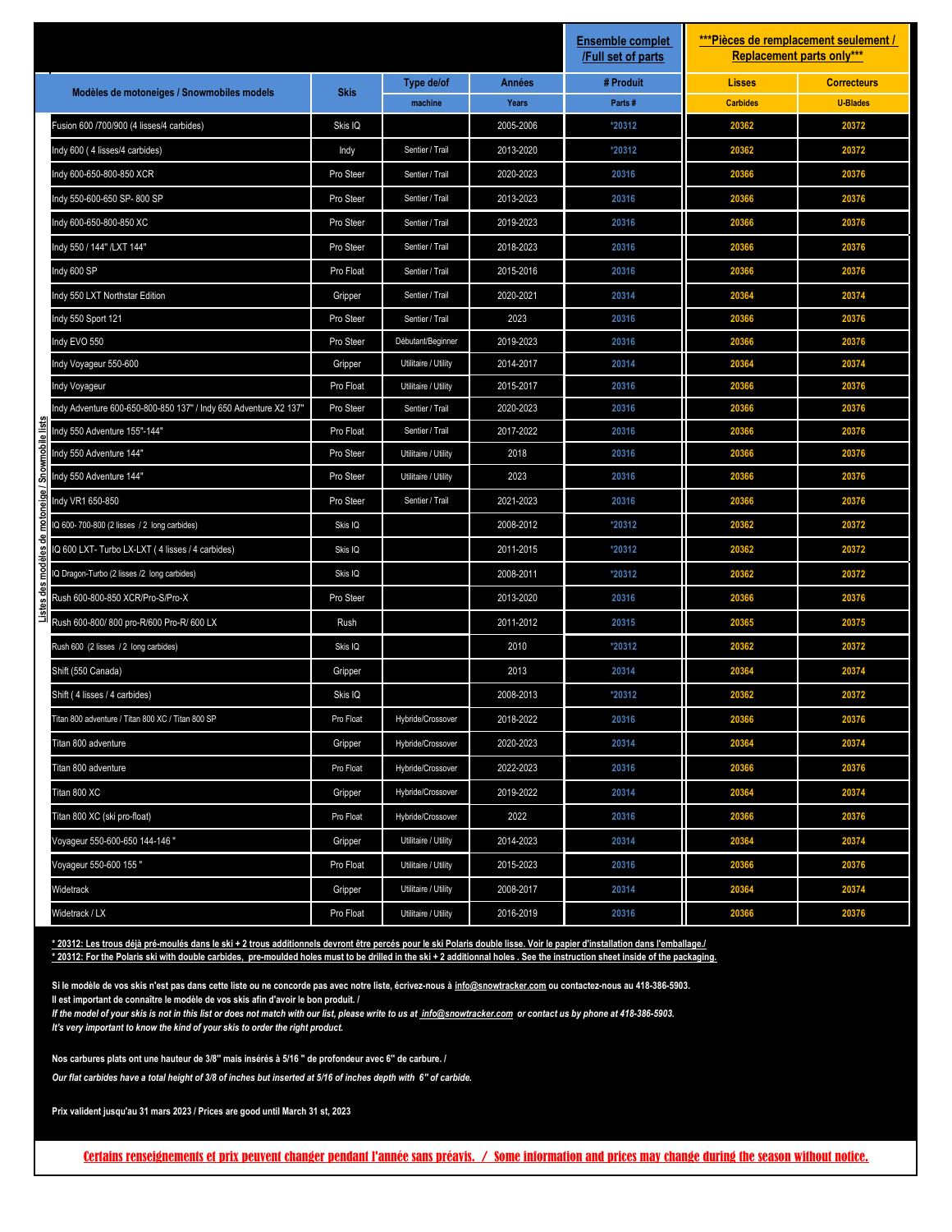| Listes des modèles de motoneige / Snowmobile lists | | | | Ensemble complet /Full set of parts | ***Pièces de remplacement seulement / Replacement parts only*** | |
|---|---|---|---|---|---|---|
| Modèles de motoneiges / Snowmobiles models | Skis | Type de/of machine | Années Years | # Produit Parts # | Lisses Carbides | Correcteurs U-Blades |
| Fusion 600 /700/900 (4 lisses/4 carbides) | Skis IQ | | 2005-2006 | *20312 | 20362 | 20372 |
| Indy 600 ( 4 lisses/4 carbides) | Indy | Sentier / Trail | 2013-2020 | *20312 | 20362 | 20372 |
| Indy 600-650-800-850 XCR | Pro Steer | Sentier / Trail | 2020-2023 | 20316 | 20366 | 20376 |
| Indy 550-600-650 SP- 800 SP | Pro Steer | Sentier / Trail | 2013-2023 | 20316 | 20366 | 20376 |
| Indy 600-650-800-850 XC | Pro Steer | Sentier / Trail | 2019-2023 | 20316 | 20366 | 20376 |
| Indy 550 / 144" /LXT 144" | Pro Steer | Sentier / Trail | 2018-2023 | 20316 | 20366 | 20376 |
| Indy 600 SP | Pro Float | Sentier / Trail | 2015-2016 | 20316 | 20366 | 20376 |
| Indy 550 LXT Northstar Edition | Gripper | Sentier / Trail | 2020-2021 | 20314 | 20364 | 20374 |
| Indy 550 Sport 121 | Pro Steer | Sentier / Trail | 2023 | 20316 | 20366 | 20376 |
| Indy EVO 550 | Pro Steer | Débutant/Beginner | 2019-2023 | 20316 | 20366 | 20376 |
| Indy Voyageur 550-600 | Gripper | Utilitaire / Utility | 2014-2017 | 20314 | 20364 | 20374 |
| Indy Voyageur | Pro Float | Utilitaire / Utility | 2015-2017 | 20316 | 20366 | 20376 |
| Indy Adventure 600-650-800-850 137" / Indy 650 Adventure X2 137" | Pro Steer | Sentier / Trail | 2020-2023 | 20316 | 20366 | 20376 |
| Indy 550 Adventure 155"-144" | Pro Float | Sentier / Trail | 2017-2022 | 20316 | 20366 | 20376 |
| Indy 550 Adventure 144" | Pro Steer | Utilitaire / Utility | 2018 | 20316 | 20366 | 20376 |
| Indy 550 Adventure 144" | Pro Steer | Utilitaire / Utility | 2023 | 20316 | 20366 | 20376 |
| Indy VR1 650-850 | Pro Steer | Sentier / Trail | 2021-2023 | 20316 | 20366 | 20376 |
| IQ 600- 700-800 (2 lisses / 2 long carbides) | Skis IQ | | 2008-2012 | *20312 | 20362 | 20372 |
| IQ 600 LXT- Turbo LX-LXT ( 4 lisses / 4 carbides) | Skis IQ | | 2011-2015 | *20312 | 20362 | 20372 |
| IQ Dragon-Turbo (2 lisses /2 long carbides) | Skis IQ | | 2008-2011 | *20312 | 20362 | 20372 |
| Rush 600-800-850 XCR/Pro-S/Pro-X | Pro Steer | | 2013-2020 | 20316 | 20366 | 20376 |
| Rush 600-800/ 800 pro-R/600 Pro-R/ 600 LX | Rush | | 2011-2012 | 20315 | 20365 | 20375 |
| Rush 600 (2 lisses / 2 long carbides) | Skis IQ | | 2010 | *20312 | 20362 | 20372 |
| Shift (550 Canada) | Gripper | | 2013 | 20314 | 20364 | 20374 |
| Shift ( 4 lisses / 4 carbides) | Skis IQ | | 2008-2013 | *20312 | 20362 | 20372 |
| Titan 800 adventure / Titan 800 XC / Titan 800 SP | Pro Float | Hybride/Crossover | 2018-2022 | 20316 | 20366 | 20376 |
| Titan 800 adventure | Gripper | Hybride/Crossover | 2020-2023 | 20314 | 20364 | 20374 |
| Titan 800 adventure | Pro Float | Hybride/Crossover | 2022-2023 | 20316 | 20366 | 20376 |
| Titan 800 XC | Gripper | Hybride/Crossover | 2019-2022 | 20314 | 20364 | 20374 |
| Titan 800 XC (ski pro-float) | Pro Float | Hybride/Crossover | 2022 | 20316 | 20366 | 20376 |
| Voyageur 550-600-650 144-146 " | Gripper | Utilitaire / Utility | 2014-2023 | 20314 | 20364 | 20374 |
| Voyageur 550-600 155 " | Pro Float | Utilitaire / Utility | 2015-2023 | 20316 | 20366 | 20376 |
| Widetrack | Gripper | Utilitaire / Utility | 2008-2017 | 20314 | 20364 | 20374 |
| Widetrack / LX | Pro Float | Utilitaire / Utility | 2016-2019 | 20316 | 20366 | 20376 |

* 20312: Les trous déjà pré-moulés dans le ski + 2 trous additionnels devront être percés pour le ski Polaris double lisse. Voir le papier d'installation dans l'emballage./
* 20312: For the Polaris ski with double carbides, pre-moulded holes must to be drilled in the ski + 2 additionnal holes . See the instruction sheet inside of the packaging.

**Si le modèle de vos skis n'est pas dans cette liste ou ne concorde pas avec notre liste, écrivez-nous à info@snowtracker.com ou contactez-nous au 418-386-5903.**
**Il est important de connaître le modèle de vos skis afin d'avoir le bon produit. /**
***If the model of your skis is not in this list or does not match with our list, please write to us at info@snowtracker.com or contact us by phone at 418-386-5903.***
***It's very important to know the kind of your skis to order the right product.***

**Nos carbures plats ont une hauteur de 3/8" mais insérés à 5/16 " de profondeur avec 6" de carbure. /**
***Our flat carbides have a total height of 3/8 of inches but inserted at 5/16 of inches depth with 6" of carbide.***

**Prix valident jusqu'au 31 mars 2023 / Prices are good until March 31 st, 2023**

**Certains renseignements et prix peuvent changer pendant l'année sans préavis. / Some information and prices may change during the season without notice.**